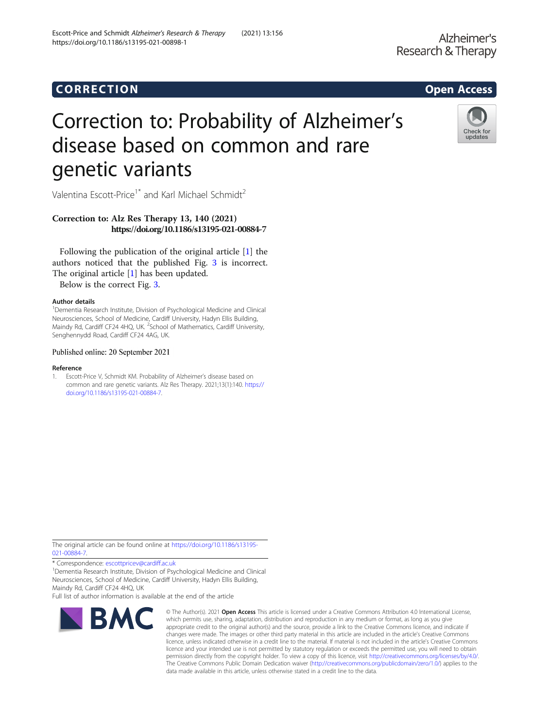CORRECTION

Open Access

# Correction to: Probability of Alzheimer's disease based on common and rare genetic variants

Valentina Escott-Price[1*] and Karl Michael Schmidt[2]

**Correction to: Alz Res Therapy 13, 140 (2021)**
**https://doi.org/10.1186/s13195-021-00884-7**

Following the publication of the original article [1] the authors noticed that the published Fig. 3 is incorrect. The original article [1] has been updated.

Below is the correct Fig. 3.

#### Author details

[1]Dementia Research Institute, Division of Psychological Medicine and Clinical Neurosciences, School of Medicine, Cardiff University, Hadyn Ellis Building, Maindy Rd, Cardiff CF24 4HQ, UK. [2]School of Mathematics, Cardiff University, Senghennydd Road, Cardiff CF24 4AG, UK.

Published online: 20 September 2021

#### Reference

1. Escott-Price V, Schmidt KM. Probability of Alzheimer's disease based on common and rare genetic variants. Alz Res Therapy. 2021;13(1):140. https://doi.org/10.1186/s13195-021-00884-7.

The original article can be found online at https://doi.org/10.1186/s13195-021-00884-7.

* Correspondence: escottpricev@cardiff.ac.uk

[1]Dementia Research Institute, Division of Psychological Medicine and Clinical Neurosciences, School of Medicine, Cardiff University, Hadyn Ellis Building, Maindy Rd, Cardiff CF24 4HQ, UK

Full list of author information is available at the end of the article

© The Author(s). 2021 **Open Access** This article is licensed under a Creative Commons Attribution 4.0 International License, which permits use, sharing, adaptation, distribution and reproduction in any medium or format, as long as you give appropriate credit to the original author(s) and the source, provide a link to the Creative Commons licence, and indicate if changes were made. The images or other third party material in this article are included in the article's Creative Commons licence, unless indicated otherwise in a credit line to the material. If material is not included in the article's Creative Commons licence and your intended use is not permitted by statutory regulation or exceeds the permitted use, you will need to obtain permission directly from the copyright holder. To view a copy of this licence, visit http://creativecommons.org/licenses/by/4.0/. The Creative Commons Public Domain Dedication waiver (http://creativecommons.org/publicdomain/zero/1.0/) applies to the data made available in this article, unless otherwise stated in a credit line to the data.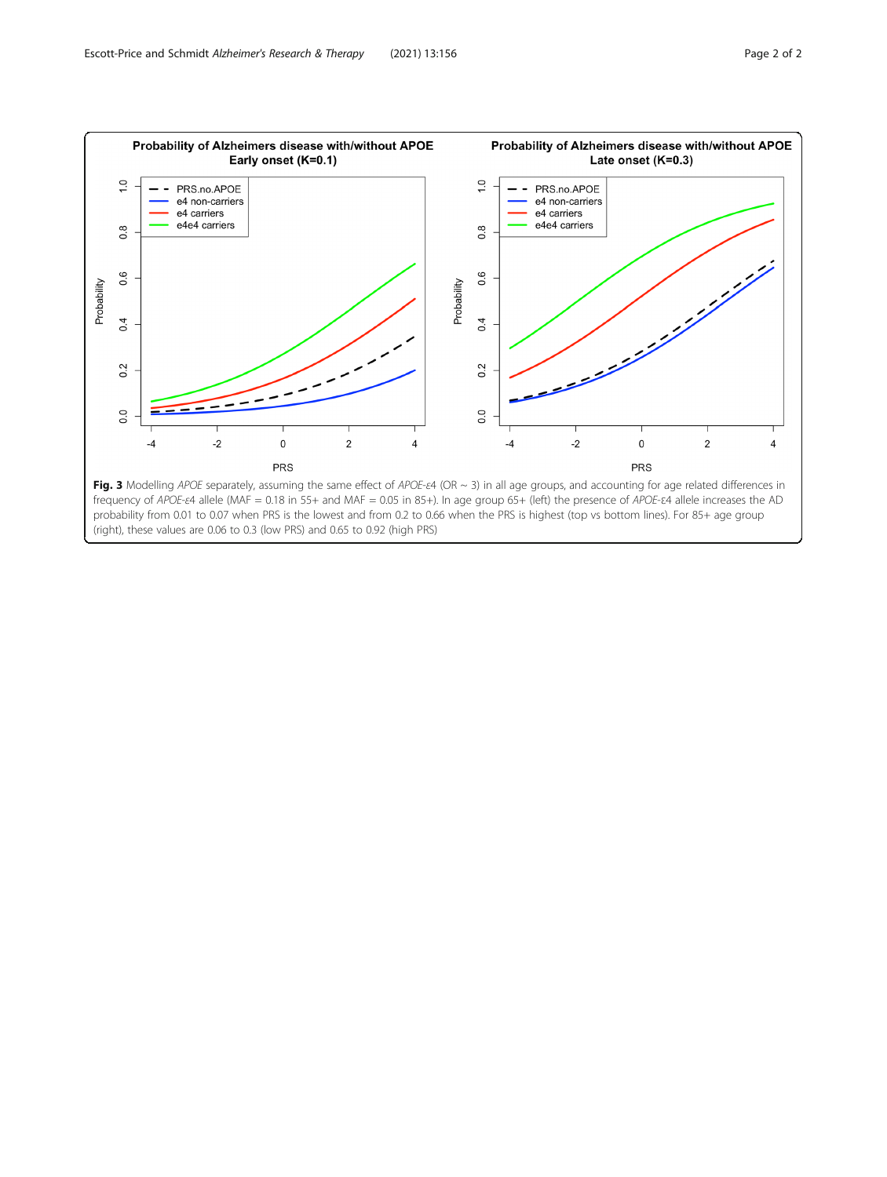Probability of Alzheimers disease with/without APOE
Early onset (K=0.1)

PRS.no.APOE
e4 non-carriers
e4 carriers
e4e4 carriers

Probability

0.0
0.2
0.4
0.6
0.8
1.0

-4
-2
0
2
4

PRS

Probability of Alzheimers disease with/without APOE
Late onset (K=0.3)

PRS.no.APOE
e4 non-carriers
e4 carriers
e4e4 carriers

Probability

0.0
0.2
0.4
0.6
0.8
1.0

-4
-2
0
2
4

PRS

**Fig. 3** Modelling *APOE* separately, assuming the same effect of *APOE*-ε4 (OR ~ 3) in all age groups, and accounting for age related differences in frequency of *APOE*-ε4 allele (MAF = 0.18 in 55+ and MAF = 0.05 in 85+). In age group 65+ (left) the presence of *APOE*-ε4 allele increases the AD probability from 0.01 to 0.07 when PRS is the lowest and from 0.2 to 0.66 when the PRS is highest (top vs bottom lines). For 85+ age group (right), these values are 0.06 to 0.3 (low PRS) and 0.65 to 0.92 (high PRS)